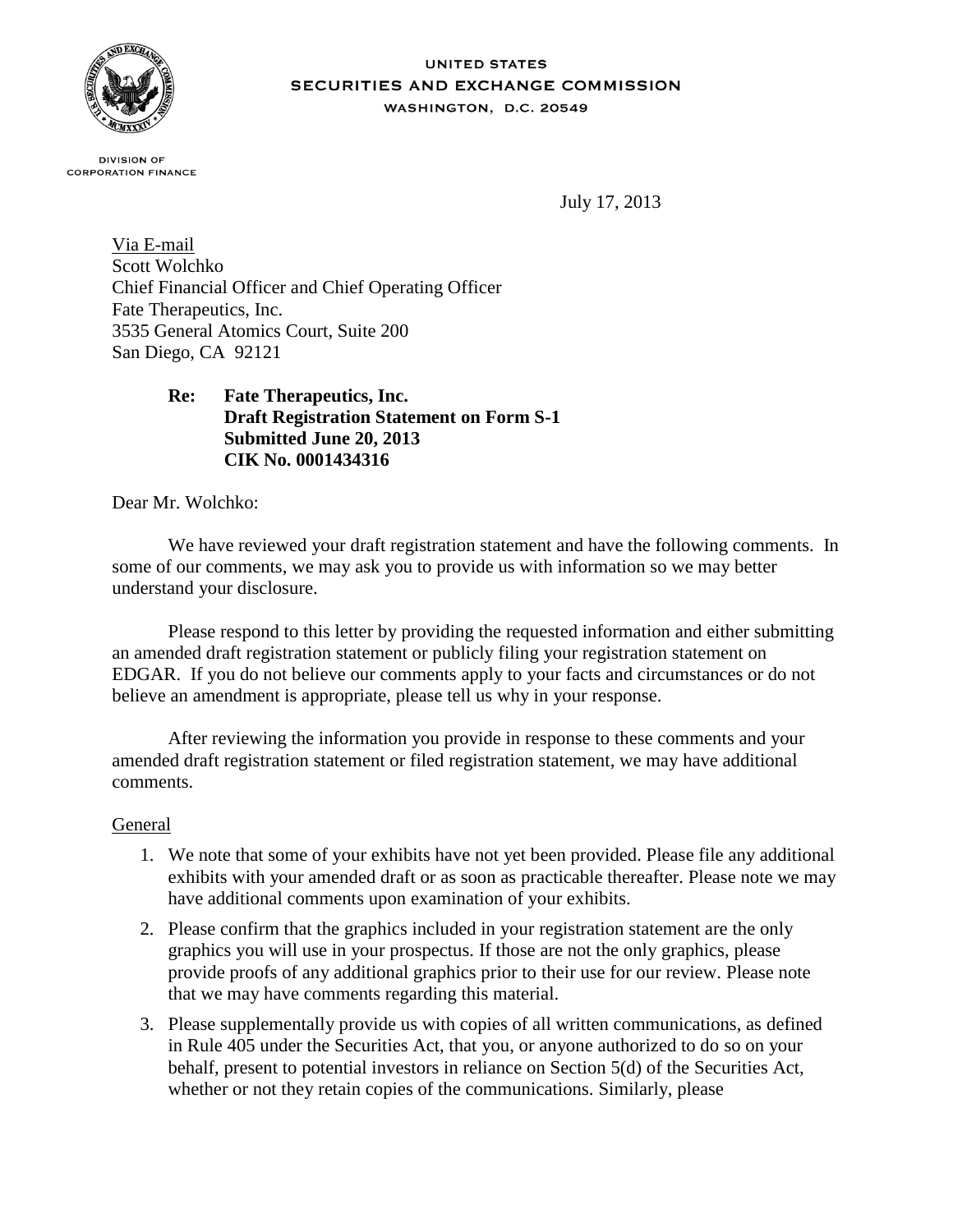UNITED STATES
SECURITIES AND EXCHANGE COMMISSION
WASHINGTON, D.C. 20549

DIVISION OF
CORPORATION FINANCE

July 17, 2013

Via E-mail
Scott Wolchko
Chief Financial Officer and Chief Operating Officer
Fate Therapeutics, Inc.
3535 General Atomics Court, Suite 200
San Diego, CA 92121

**Re: Fate Therapeutics, Inc.**
**Draft Registration Statement on Form S-1**
**Submitted June 20, 2013**
**CIK No. 0001434316**

Dear Mr. Wolchko:

We have reviewed your draft registration statement and have the following comments. In some of our comments, we may ask you to provide us with information so we may better understand your disclosure.

Please respond to this letter by providing the requested information and either submitting an amended draft registration statement or publicly filing your registration statement on EDGAR. If you do not believe our comments apply to your facts and circumstances or do not believe an amendment is appropriate, please tell us why in your response.

After reviewing the information you provide in response to these comments and your amended draft registration statement or filed registration statement, we may have additional comments.

General

1. We note that some of your exhibits have not yet been provided. Please file any additional exhibits with your amended draft or as soon as practicable thereafter. Please note we may have additional comments upon examination of your exhibits.
2. Please confirm that the graphics included in your registration statement are the only graphics you will use in your prospectus. If those are not the only graphics, please provide proofs of any additional graphics prior to their use for our review. Please note that we may have comments regarding this material.
3. Please supplementally provide us with copies of all written communications, as defined in Rule 405 under the Securities Act, that you, or anyone authorized to do so on your behalf, present to potential investors in reliance on Section 5(d) of the Securities Act, whether or not they retain copies of the communications. Similarly, please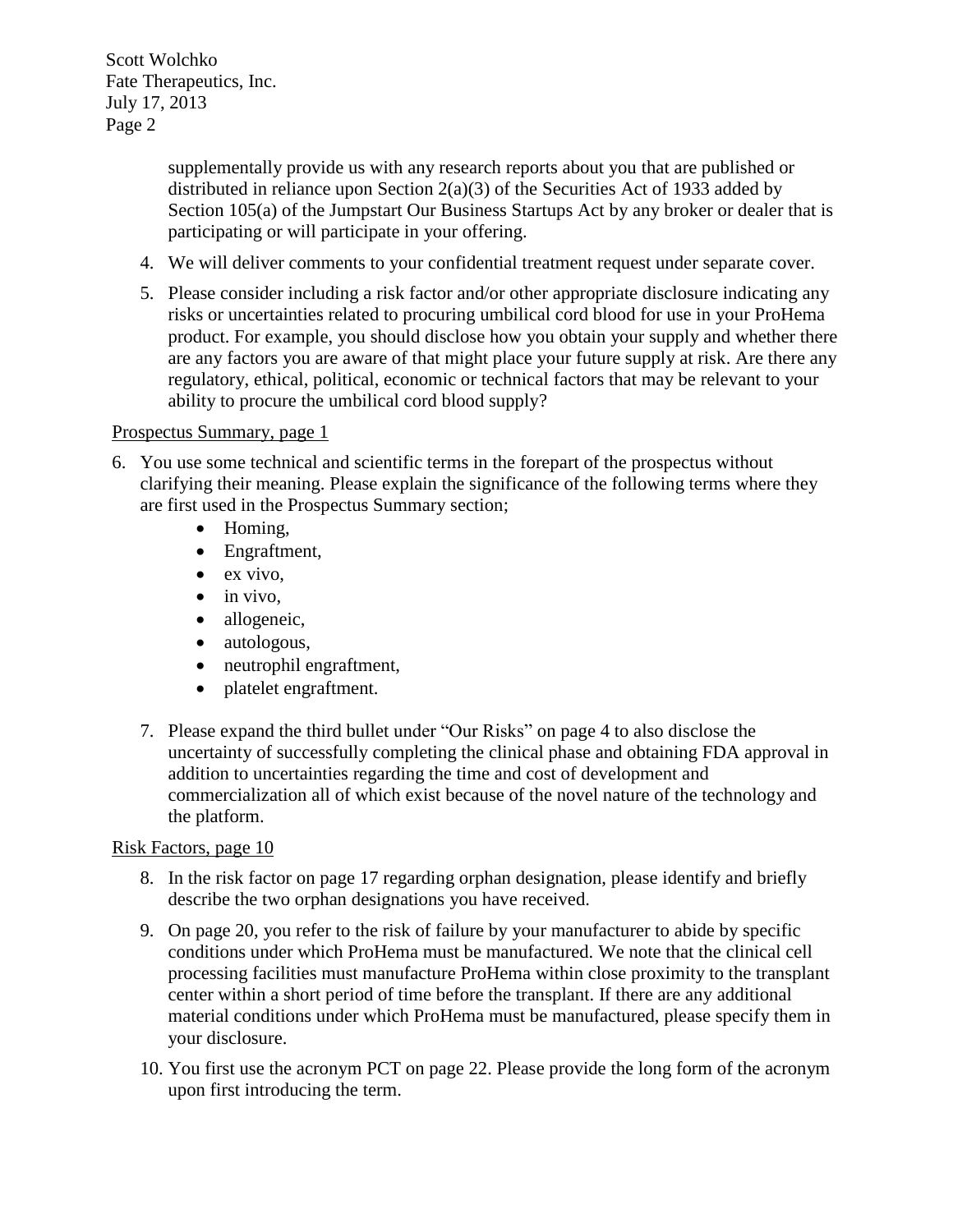supplementally provide us with any research reports about you that are published or distributed in reliance upon Section 2(a)(3) of the Securities Act of 1933 added by Section 105(a) of the Jumpstart Our Business Startups Act by any broker or dealer that is participating or will participate in your offering.

4. We will deliver comments to your confidential treatment request under separate cover.

5. Please consider including a risk factor and/or other appropriate disclosure indicating any risks or uncertainties related to procuring umbilical cord blood for use in your ProHema product. For example, you should disclose how you obtain your supply and whether there are any factors you are aware of that might place your future supply at risk. Are there any regulatory, ethical, political, economic or technical factors that may be relevant to your ability to procure the umbilical cord blood supply?

Prospectus Summary, page 1

6. You use some technical and scientific terms in the forepart of the prospectus without clarifying their meaning. Please explain the significance of the following terms where they are first used in the Prospectus Summary section;
   - Homing,
   - Engraftment,
   - ex vivo,
   - in vivo,
   - allogeneic,
   - autologous,
   - neutrophil engraftment,
   - platelet engraftment.

7. Please expand the third bullet under "Our Risks" on page 4 to also disclose the uncertainty of successfully completing the clinical phase and obtaining FDA approval in addition to uncertainties regarding the time and cost of development and commercialization all of which exist because of the novel nature of the technology and the platform.

Risk Factors, page 10

8. In the risk factor on page 17 regarding orphan designation, please identify and briefly describe the two orphan designations you have received.

9. On page 20, you refer to the risk of failure by your manufacturer to abide by specific conditions under which ProHema must be manufactured. We note that the clinical cell processing facilities must manufacture ProHema within close proximity to the transplant center within a short period of time before the transplant. If there are any additional material conditions under which ProHema must be manufactured, please specify them in your disclosure.

10. You first use the acronym PCT on page 22. Please provide the long form of the acronym upon first introducing the term.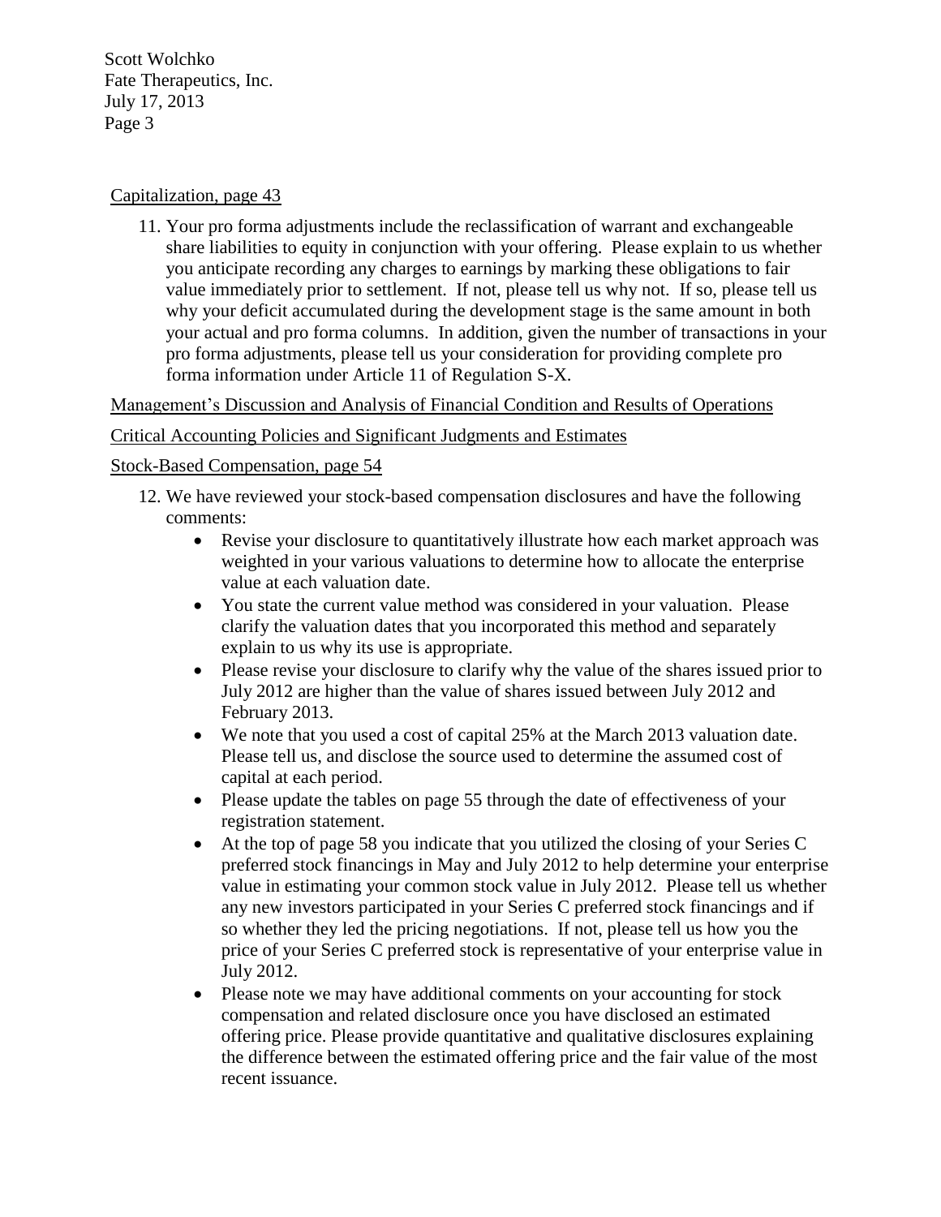Capitalization, page 43

11. Your pro forma adjustments include the reclassification of warrant and exchangeable share liabilities to equity in conjunction with your offering. Please explain to us whether you anticipate recording any charges to earnings by marking these obligations to fair value immediately prior to settlement. If not, please tell us why not. If so, please tell us why your deficit accumulated during the development stage is the same amount in both your actual and pro forma columns. In addition, given the number of transactions in your pro forma adjustments, please tell us your consideration for providing complete pro forma information under Article 11 of Regulation S-X.

Management's Discussion and Analysis of Financial Condition and Results of Operations

Critical Accounting Policies and Significant Judgments and Estimates

Stock-Based Compensation, page 54

12. We have reviewed your stock-based compensation disclosures and have the following comments:
    - Revise your disclosure to quantitatively illustrate how each market approach was weighted in your various valuations to determine how to allocate the enterprise value at each valuation date.
    - You state the current value method was considered in your valuation. Please clarify the valuation dates that you incorporated this method and separately explain to us why its use is appropriate.
    - Please revise your disclosure to clarify why the value of the shares issued prior to July 2012 are higher than the value of shares issued between July 2012 and February 2013.
    - We note that you used a cost of capital 25% at the March 2013 valuation date. Please tell us, and disclose the source used to determine the assumed cost of capital at each period.
    - Please update the tables on page 55 through the date of effectiveness of your registration statement.
    - At the top of page 58 you indicate that you utilized the closing of your Series C preferred stock financings in May and July 2012 to help determine your enterprise value in estimating your common stock value in July 2012. Please tell us whether any new investors participated in your Series C preferred stock financings and if so whether they led the pricing negotiations. If not, please tell us how you the price of your Series C preferred stock is representative of your enterprise value in July 2012.
    - Please note we may have additional comments on your accounting for stock compensation and related disclosure once you have disclosed an estimated offering price. Please provide quantitative and qualitative disclosures explaining the difference between the estimated offering price and the fair value of the most recent issuance.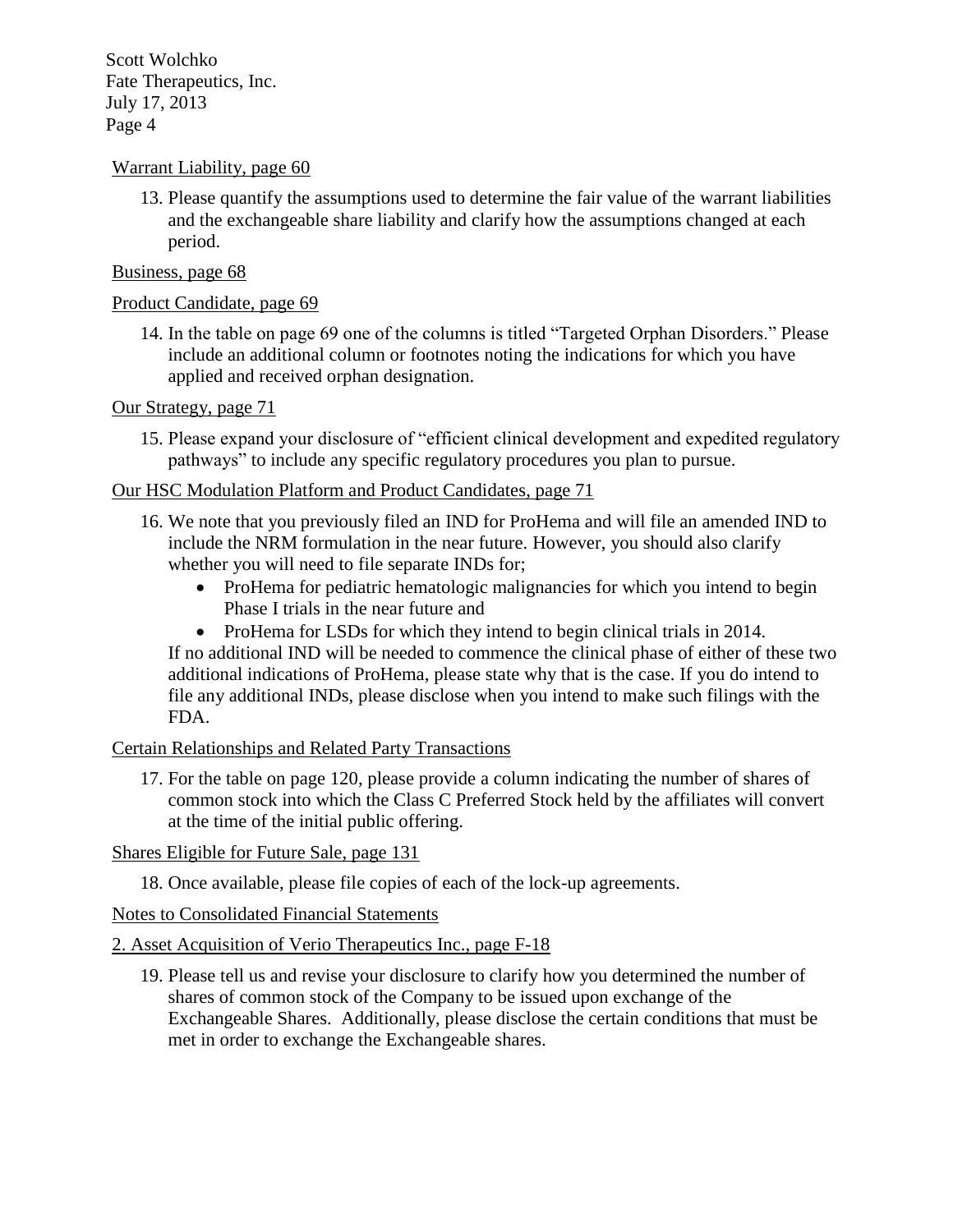Warrant Liability, page 60

13. Please quantify the assumptions used to determine the fair value of the warrant liabilities and the exchangeable share liability and clarify how the assumptions changed at each period.

Business, page 68

Product Candidate, page 69

14. In the table on page 69 one of the columns is titled "Targeted Orphan Disorders." Please include an additional column or footnotes noting the indications for which you have applied and received orphan designation.

Our Strategy, page 71

15. Please expand your disclosure of "efficient clinical development and expedited regulatory pathways" to include any specific regulatory procedures you plan to pursue.

Our HSC Modulation Platform and Product Candidates, page 71

16. We note that you previously filed an IND for ProHema and will file an amended IND to include the NRM formulation in the near future. However, you should also clarify whether you will need to file separate INDs for;
    - ProHema for pediatric hematologic malignancies for which you intend to begin Phase I trials in the near future and
    - ProHema for LSDs for which they intend to begin clinical trials in 2014.

    If no additional IND will be needed to commence the clinical phase of either of these two additional indications of ProHema, please state why that is the case. If you do intend to file any additional INDs, please disclose when you intend to make such filings with the FDA.

Certain Relationships and Related Party Transactions

17. For the table on page 120, please provide a column indicating the number of shares of common stock into which the Class C Preferred Stock held by the affiliates will convert at the time of the initial public offering.

Shares Eligible for Future Sale, page 131

18. Once available, please file copies of each of the lock-up agreements.

Notes to Consolidated Financial Statements

2. Asset Acquisition of Verio Therapeutics Inc., page F-18

19. Please tell us and revise your disclosure to clarify how you determined the number of shares of common stock of the Company to be issued upon exchange of the Exchangeable Shares. Additionally, please disclose the certain conditions that must be met in order to exchange the Exchangeable shares.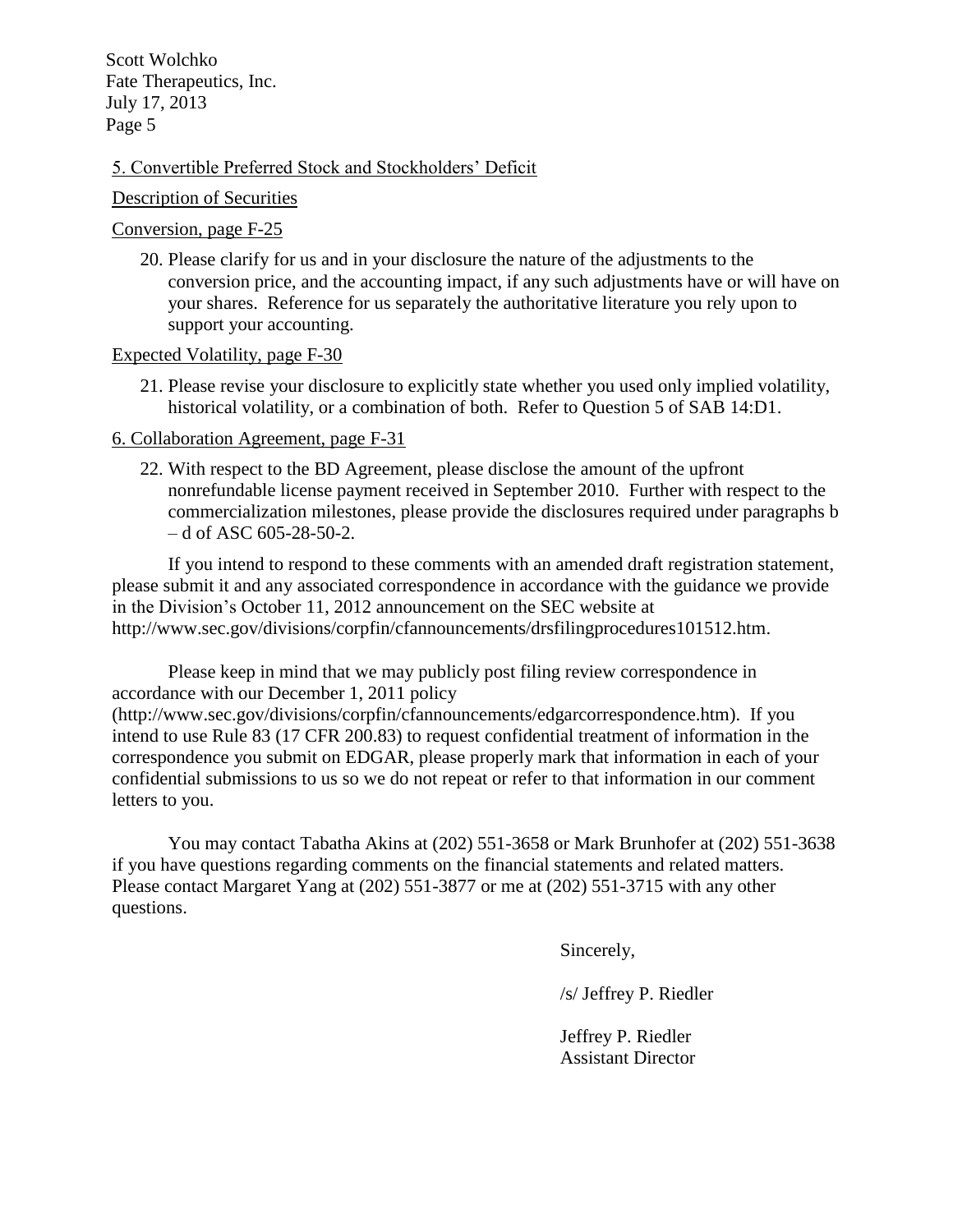5. Convertible Preferred Stock and Stockholders' Deficit

Description of Securities

Conversion, page F-25

20. Please clarify for us and in your disclosure the nature of the adjustments to the conversion price, and the accounting impact, if any such adjustments have or will have on your shares. Reference for us separately the authoritative literature you rely upon to support your accounting.

Expected Volatility, page F-30

21. Please revise your disclosure to explicitly state whether you used only implied volatility, historical volatility, or a combination of both. Refer to Question 5 of SAB 14:D1.

6. Collaboration Agreement, page F-31

22. With respect to the BD Agreement, please disclose the amount of the upfront nonrefundable license payment received in September 2010. Further with respect to the commercialization milestones, please provide the disclosures required under paragraphs b – d of ASC 605-28-50-2.

If you intend to respond to these comments with an amended draft registration statement, please submit it and any associated correspondence in accordance with the guidance we provide in the Division's October 11, 2012 announcement on the SEC website at http://www.sec.gov/divisions/corpfin/cfannouncements/drsfilingprocedures101512.htm.

Please keep in mind that we may publicly post filing review correspondence in accordance with our December 1, 2011 policy (http://www.sec.gov/divisions/corpfin/cfannouncements/edgarcorrespondence.htm). If you intend to use Rule 83 (17 CFR 200.83) to request confidential treatment of information in the correspondence you submit on EDGAR, please properly mark that information in each of your confidential submissions to us so we do not repeat or refer to that information in our comment letters to you.

You may contact Tabatha Akins at (202) 551-3658 or Mark Brunhofer at (202) 551-3638 if you have questions regarding comments on the financial statements and related matters. Please contact Margaret Yang at (202) 551-3877 or me at (202) 551-3715 with any other questions.

Sincerely,

/s/ Jeffrey P. Riedler

Jeffrey P. Riedler
Assistant Director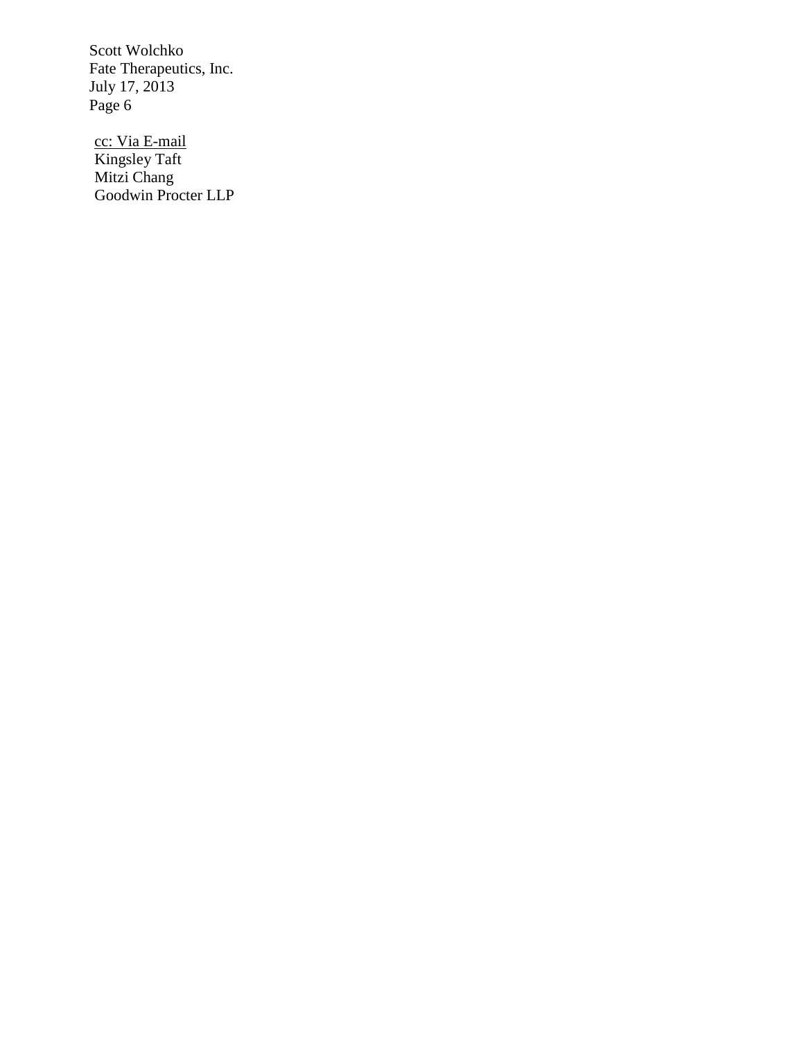<u>cc: Via E-mail</u>
Kingsley Taft
Mitzi Chang
Goodwin Procter LLP